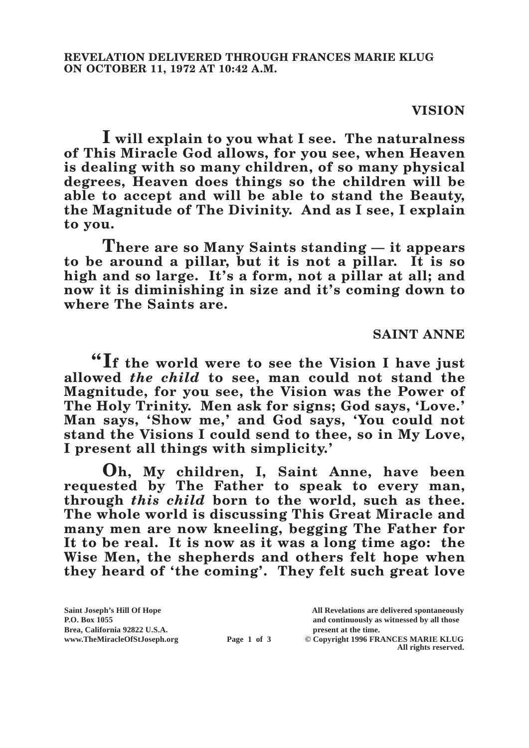**REVELATION DELIVERED THROUGH FRANCES MARIE KLUG ON OCTOBER 11, 1972 AT 10:42 A.M.**

## VISION

**I will explain to you what I see. The naturalness of This Miracle God allows, for you see, when Heaven is dealing with so many children, of so many physical degrees, Heaven does things so the children will be able to accept and will be able to stand the Beauty, the Magnitude of The Divinity. And as I see, I explain to you.**

**There are so Many Saints standing — it appears to be around a pillar, but it is not a pillar. It is so high and so large. It's a form, not a pillar at all; and now it is diminishing in size and it's coming down to where The Saints are.**

## SAINT ANNE

**"If the world were to see the Vision I have just allowed *the child* to see, man could not stand the Magnitude, for you see, the Vision was the Power of The Holy Trinity. Men ask for signs; God says, 'Love.' Man says, 'Show me,' and God says, 'You could not stand the Visions I could send to thee, so in My Love, I present all things with simplicity.'**

**Oh, My children, I, Saint Anne, have been requested by The Father to speak to every man, through *this child* born to the world, such as thee. The whole world is discussing This Great Miracle and many men are now kneeling, begging The Father for It to be real. It is now as it was a long time ago: the Wise Men, the shepherds and others felt hope when they heard of 'the coming'. They felt such great love**

Saint Joseph's Hill Of Hope
P.O. Box 1055
Brea, California 92822 U.S.A.
www.TheMiracleOfStJoseph.org

All Revelations are delivered spontaneously and continuously as witnessed by all those present at the time.
© Copyright 1996 FRANCES MARIE KLUG
All rights reserved.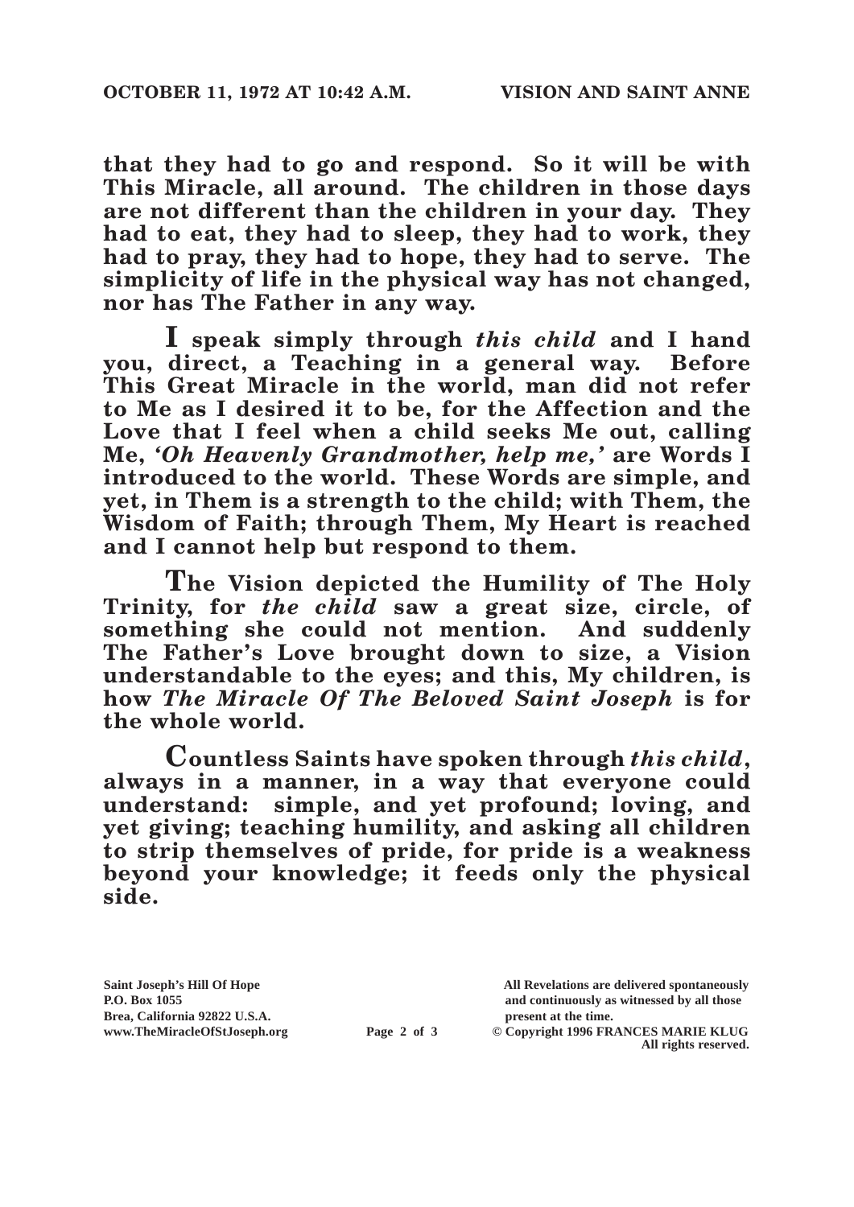**that they had to go and respond. So it will be with This Miracle, all around. The children in those days are not different than the children in your day. They had to eat, they had to sleep, they had to work, they had to pray, they had to hope, they had to serve. The simplicity of life in the physical way has not changed, nor has The Father in any way.**

**I speak simply through *this child* and I hand you, direct, a Teaching in a general way. Before This Great Miracle in the world, man did not refer to Me as I desired it to be, for the Affection and the Love that I feel when a child seeks Me out, calling Me, *'Oh Heavenly Grandmother, help me,'* are Words I introduced to the world. These Words are simple, and yet, in Them is a strength to the child; with Them, the Wisdom of Faith; through Them, My Heart is reached and I cannot help but respond to them.**

**The Vision depicted the Humility of The Holy Trinity, for *the child* saw a great size, circle, of something she could not mention. And suddenly The Father's Love brought down to size, a Vision understandable to the eyes; and this, My children, is how *The Miracle Of The Beloved Saint Joseph* is for the whole world.**

**Countless Saints have spoken through *this child*, always in a manner, in a way that everyone could understand: simple, and yet profound; loving, and yet giving; teaching humility, and asking all children to strip themselves of pride, for pride is a weakness beyond your knowledge; it feeds only the physical side.**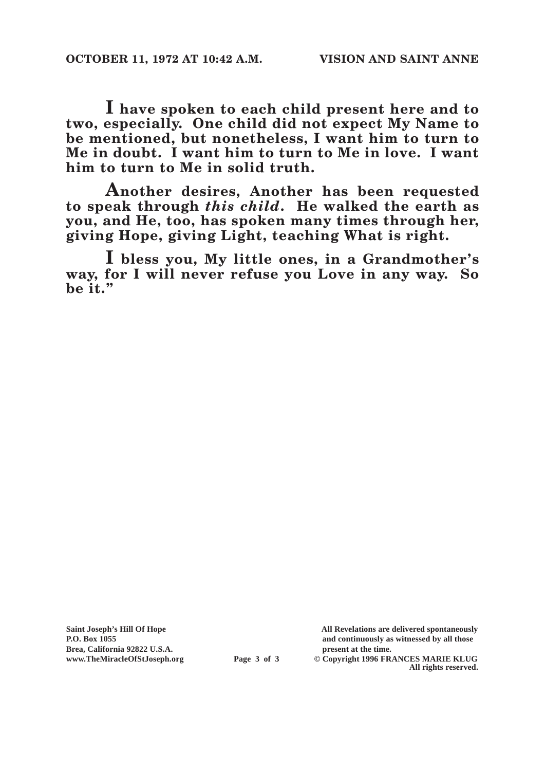**I have spoken to each child present here and to two, especially. One child did not expect My Name to be mentioned, but nonetheless, I want him to turn to Me in doubt. I want him to turn to Me in love. I want him to turn to Me in solid truth.**

**Another desires, Another has been requested to speak through *this child*. He walked the earth as you, and He, too, has spoken many times through her, giving Hope, giving Light, teaching What is right.**

**I bless you, My little ones, in a Grandmother's way, for I will never refuse you Love in any way. So be it."**

**Saint Joseph's Hill Of Hope**
**P.O. Box 1055**
**Brea, California 92822 U.S.A.**
**www.TheMiracleOfStJoseph.org**

**All Revelations are delivered spontaneously and continuously as witnessed by all those present at the time.**
**© Copyright 1996 FRANCES MARIE KLUG**
**All rights reserved.**